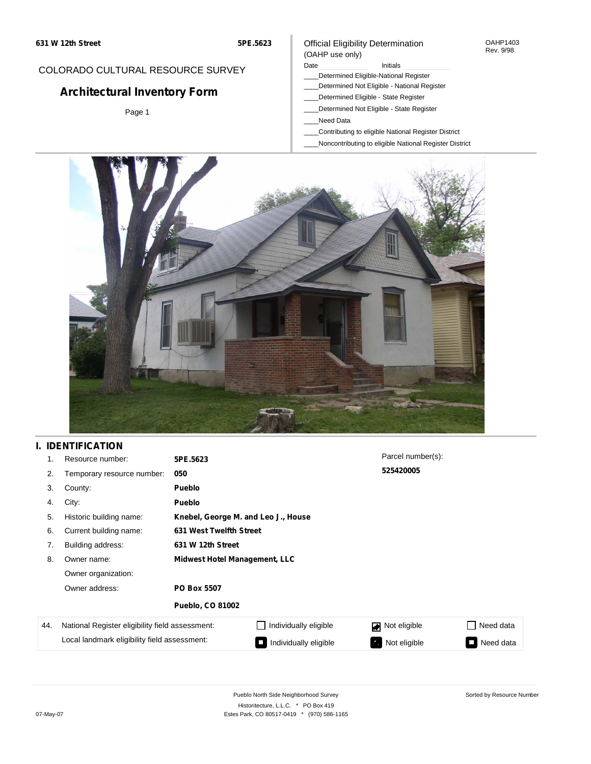631 W 12th Street

5PE.5623

COLORADO CULTURAL RESOURCE SURVEY

# Architectural Inventory Form

Official Eligibility Determination
(OAHP use only)

OAHP1403
Rev. 9/98

Date ____________ Initials ____________

____Determined Eligible-National Register
____Determined Not Eligible - National Register
____Determined Eligible - State Register
____Determined Not Eligible - State Register
____Need Data
____Contributing to eligible National Register District
____Noncontributing to eligible National Register District

## I. IDENTIFICATION

| | | |
|---|---|---|
| 1. | Resource number: | **5PE.5623** |
| 2. | Temporary resource number: | **050** |
| 3. | County: | **Pueblo** |
| 4. | City: | **Pueblo** |
| 5. | Historic building name: | **Knebel, George M. and Leo J., House** |
| 6. | Current building name: | **631 West Twelfth Street** |
| 7. | Building address: | **631 W 12th Street** |
| 8. | Owner name: | **Midwest Hotel Management, LLC** |
| | Owner organization: | |
| | Owner address: | **PO Box 5507** |
| | | **Pueblo, CO 81002** |

Parcel number(s):
**525420005**

| | | | | |
|---|---|---|---|---|
| 44. | National Register eligibility field assessment: | ☐ Individually eligible | ☑ Not eligible | ☐ Need data |
| | Local landmark eligibility field assessment: | ☐ Individually eligible | ☑ Not eligible | ☐ Need data |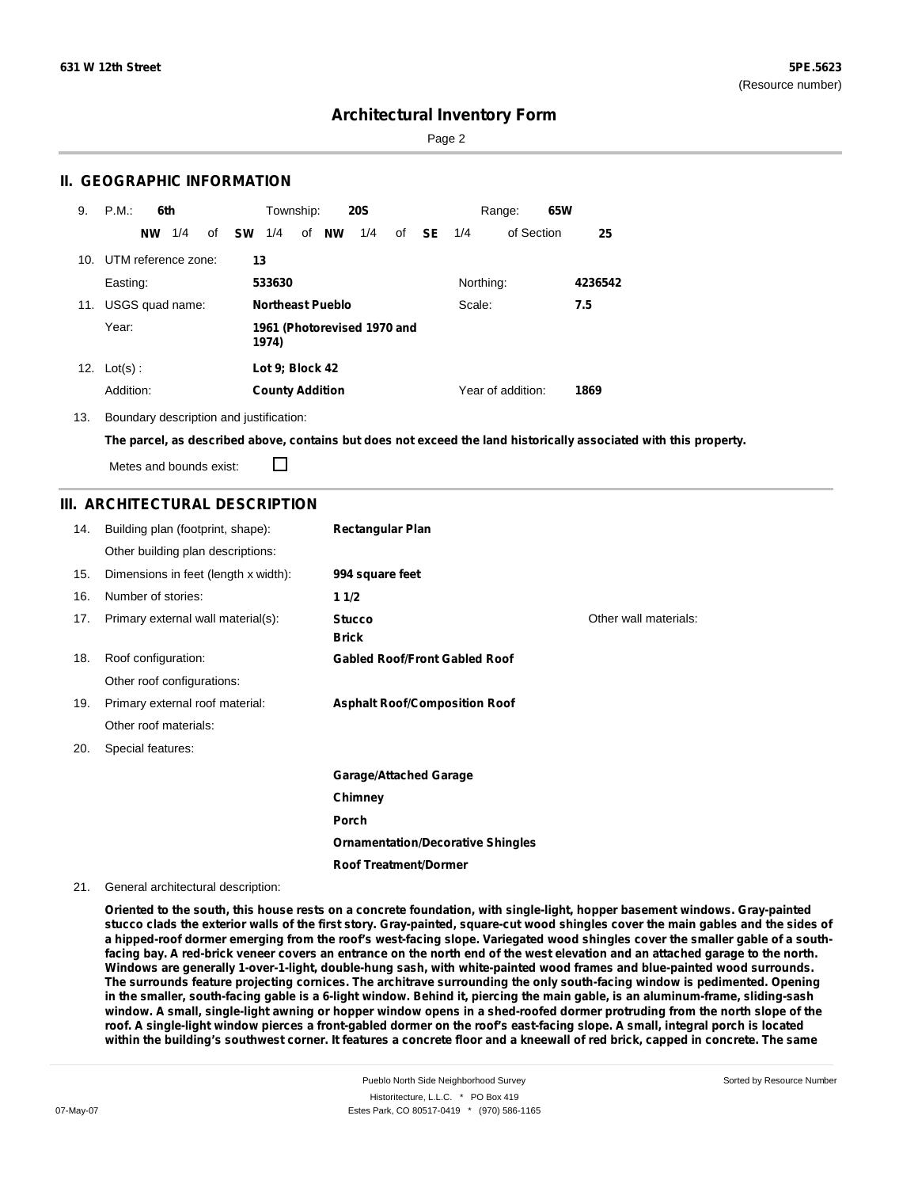## Architectural Inventory Form

## II. GEOGRAPHIC INFORMATION

9. P.M.: **6th** Township: **20S** Range: **65W**

**NW** 1/4 of **SW** 1/4 of **NW** 1/4 of **SE** 1/4 of Section **25**

10. UTM reference zone: **13**

Easting: **533630** Northing: **4236542**

11. USGS quad name: **Northeast Pueblo** Scale: **7.5**

Year: **1961 (Photorevised 1970 and 1974)**

12. Lot(s) : **Lot 9; Block 42**

Addition: **County Addition** Year of addition: **1869**

13. Boundary description and justification:

**The parcel, as described above, contains but does not exceed the land historically associated with this property.**

Metes and bounds exist: ☐

## III. ARCHITECTURAL DESCRIPTION

14. Building plan (footprint, shape): **Rectangular Plan**

Other building plan descriptions:

15. Dimensions in feet (length x width): **994 square feet**

16. Number of stories: **1 1/2**

17. Primary external wall material(s): **Stucco**, **Brick** Other wall materials:

18. Roof configuration: **Gabled Roof/Front Gabled Roof**

Other roof configurations:

19. Primary external roof material: **Asphalt Roof/Composition Roof**

Other roof materials:

20. Special features:

**Garage/Attached Garage**

**Chimney**

**Porch**

**Ornamentation/Decorative Shingles**

**Roof Treatment/Dormer**

21. General architectural description:

**Oriented to the south, this house rests on a concrete foundation, with single-light, hopper basement windows. Gray-painted stucco clads the exterior walls of the first story. Gray-painted, square-cut wood shingles cover the main gables and the sides of a hipped-roof dormer emerging from the roof's west-facing slope. Variegated wood shingles cover the smaller gable of a south-facing bay. A red-brick veneer covers an entrance on the north end of the west elevation and an attached garage to the north. Windows are generally 1-over-1-light, double-hung sash, with white-painted wood frames and blue-painted wood surrounds. The surrounds feature projecting cornices. The architrave surrounding the only south-facing window is pedimented. Opening in the smaller, south-facing gable is a 6-light window. Behind it, piercing the main gable, is an aluminum-frame, sliding-sash window. A small, single-light awning or hopper window opens in a shed-roofed dormer protruding from the north slope of the roof. A single-light window pierces a front-gabled dormer on the roof's east-facing slope. A small, integral porch is located within the building's southwest corner. It features a concrete floor and a kneewall of red brick, capped in concrete. The same**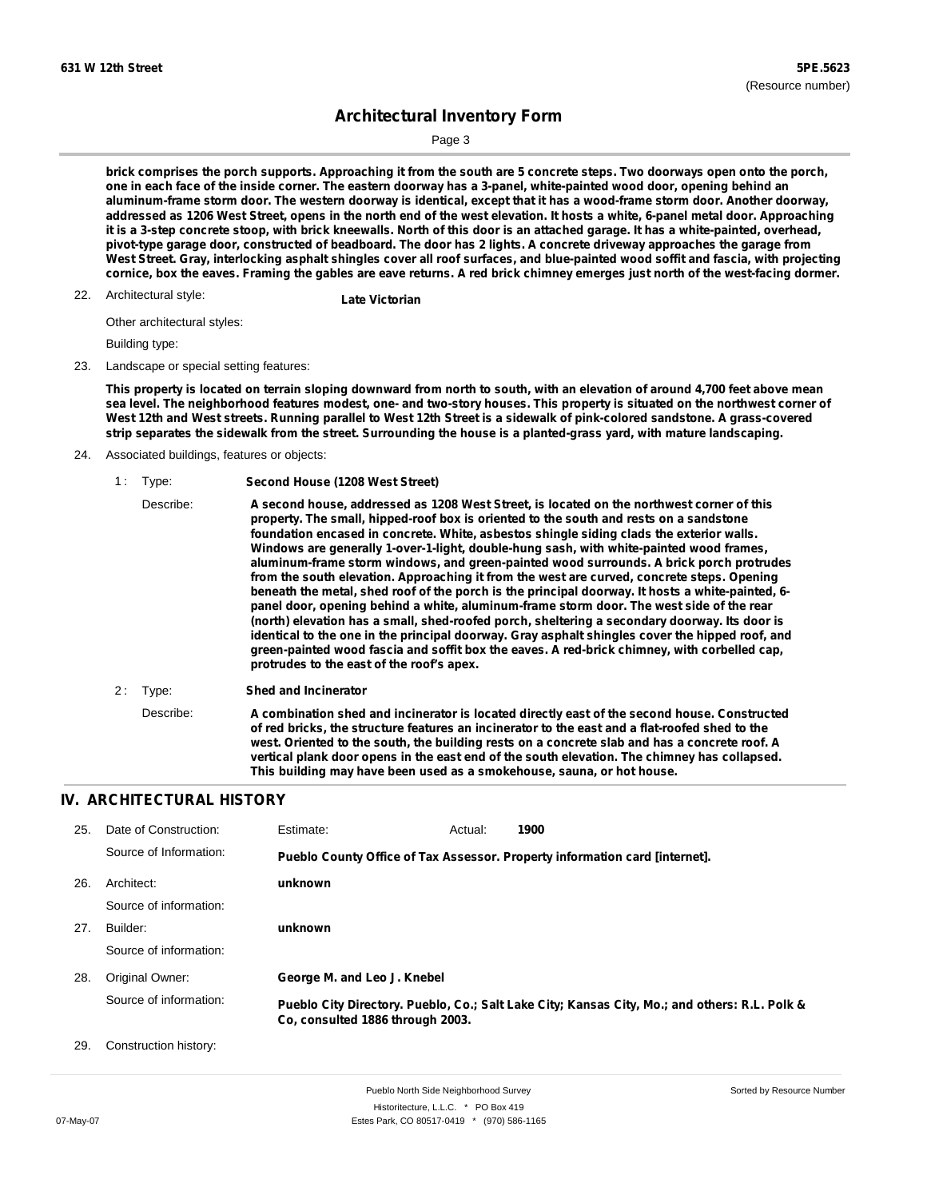**brick comprises the porch supports. Approaching it from the south are 5 concrete steps. Two doorways open onto the porch, one in each face of the inside corner. The eastern doorway has a 3-panel, white-painted wood door, opening behind an aluminum-frame storm door. The western doorway is identical, except that it has a wood-frame storm door. Another doorway, addressed as 1206 West Street, opens in the north end of the west elevation. It hosts a white, 6-panel metal door. Approaching it is a 3-step concrete stoop, with brick kneewalls. North of this door is an attached garage. It has a white-painted, overhead, pivot-type garage door, constructed of beadboard. The door has 2 lights. A concrete driveway approaches the garage from West Street. Gray, interlocking asphalt shingles cover all roof surfaces, and blue-painted wood soffit and fascia, with projecting cornice, box the eaves. Framing the gables are eave returns. A red brick chimney emerges just north of the west-facing dormer.**

22. Architectural style: **Late Victorian**

 Other architectural styles:

 Building type:

23. Landscape or special setting features:

 **This property is located on terrain sloping downward from north to south, with an elevation of around 4,700 feet above mean sea level. The neighborhood features modest, one- and two-story houses. This property is situated on the northwest corner of West 12th and West streets. Running parallel to West 12th Street is a sidewalk of pink-colored sandstone. A grass-covered strip separates the sidewalk from the street. Surrounding the house is a planted-grass yard, with mature landscaping.**

24. Associated buildings, features or objects:

 1 : Type: **Second House (1208 West Street)**

 Describe: **A second house, addressed as 1208 West Street, is located on the northwest corner of this property. The small, hipped-roof box is oriented to the south and rests on a sandstone foundation encased in concrete. White, asbestos shingle siding clads the exterior walls. Windows are generally 1-over-1-light, double-hung sash, with white-painted wood frames, aluminum-frame storm windows, and green-painted wood surrounds. A brick porch protrudes from the south elevation. Approaching it from the west are curved, concrete steps. Opening beneath the metal, shed roof of the porch is the principal doorway. It hosts a white-painted, 6-panel door, opening behind a white, aluminum-frame storm door. The west side of the rear (north) elevation has a small, shed-roofed porch, sheltering a secondary doorway. Its door is identical to the one in the principal doorway. Gray asphalt shingles cover the hipped roof, and green-painted wood fascia and soffit box the eaves. A red-brick chimney, with corbelled cap, protrudes to the east of the roof's apex.**

 2 : Type: **Shed and Incinerator**

 Describe: **A combination shed and incinerator is located directly east of the second house. Constructed of red bricks, the structure features an incinerator to the east and a flat-roofed shed to the west. Oriented to the south, the building rests on a concrete slab and has a concrete roof. A vertical plank door opens in the east end of the south elevation. The chimney has collapsed. This building may have been used as a smokehouse, sauna, or hot house.**

## IV. ARCHITECTURAL HISTORY

25. Date of Construction: Estimate: Actual: **1900**

 Source of Information: **Pueblo County Office of Tax Assessor. Property information card [internet].**

26. Architect: **unknown**

 Source of information:

27. Builder: **unknown**

 Source of information:

28. Original Owner: **George M. and Leo J. Knebel**

 Source of information: **Pueblo City Directory. Pueblo, Co.; Salt Lake City; Kansas City, Mo.; and others: R.L. Polk & Co, consulted 1886 through 2003.**

29. Construction history: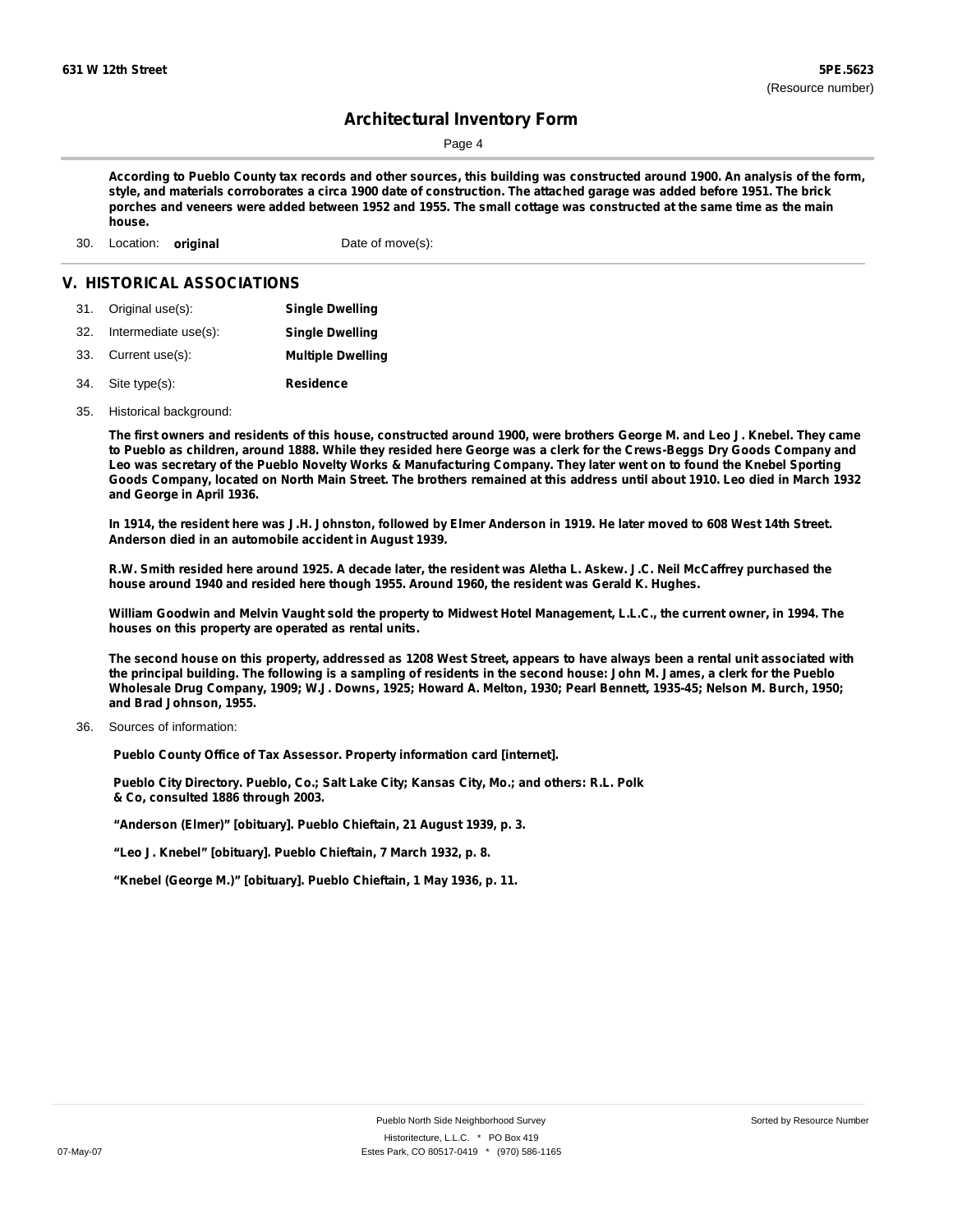**According to Pueblo County tax records and other sources, this building was constructed around 1900. An analysis of the form, style, and materials corroborates a circa 1900 date of construction. The attached garage was added before 1951. The brick porches and veneers were added between 1952 and 1955. The small cottage was constructed at the same time as the main house.**

30. Location: **original** Date of move(s):

## V. HISTORICAL ASSOCIATIONS

31. Original use(s): **Single Dwelling**
32. Intermediate use(s): **Single Dwelling**
33. Current use(s): **Multiple Dwelling**
34. Site type(s): **Residence**
35. Historical background:

**The first owners and residents of this house, constructed around 1900, were brothers George M. and Leo J. Knebel. They came to Pueblo as children, around 1888. While they resided here George was a clerk for the Crews-Beggs Dry Goods Company and Leo was secretary of the Pueblo Novelty Works & Manufacturing Company. They later went on to found the Knebel Sporting Goods Company, located on North Main Street. The brothers remained at this address until about 1910. Leo died in March 1932 and George in April 1936.**

**In 1914, the resident here was J.H. Johnston, followed by Elmer Anderson in 1919. He later moved to 608 West 14th Street. Anderson died in an automobile accident in August 1939.**

**R.W. Smith resided here around 1925. A decade later, the resident was Aletha L. Askew. J.C. Neil McCaffrey purchased the house around 1940 and resided here though 1955. Around 1960, the resident was Gerald K. Hughes.**

**William Goodwin and Melvin Vaught sold the property to Midwest Hotel Management, L.L.C., the current owner, in 1994. The houses on this property are operated as rental units.**

**The second house on this property, addressed as 1208 West Street, appears to have always been a rental unit associated with the principal building. The following is a sampling of residents in the second house: John M. James, a clerk for the Pueblo Wholesale Drug Company, 1909; W.J. Downs, 1925; Howard A. Melton, 1930; Pearl Bennett, 1935-45; Nelson M. Burch, 1950; and Brad Johnson, 1955.**

36. Sources of information:

**Pueblo County Office of Tax Assessor. Property information card [internet].**

**Pueblo City Directory. Pueblo, Co.; Salt Lake City; Kansas City, Mo.; and others: R.L. Polk & Co, consulted 1886 through 2003.**

**"Anderson (Elmer)" [obituary]. Pueblo Chieftain, 21 August 1939, p. 3.**

**"Leo J. Knebel" [obituary]. Pueblo Chieftain, 7 March 1932, p. 8.**

**"Knebel (George M.)" [obituary]. Pueblo Chieftain, 1 May 1936, p. 11.**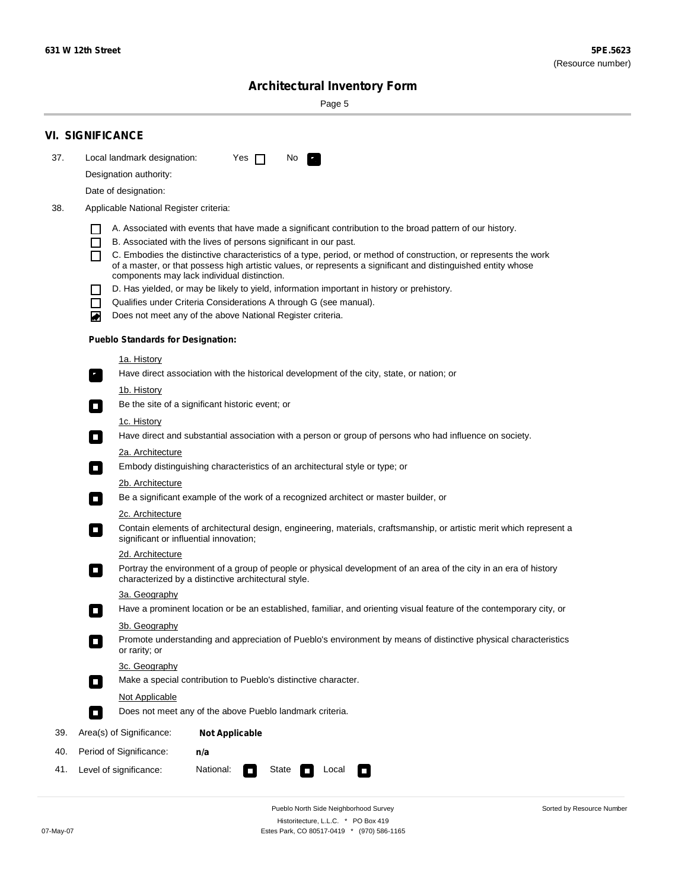## VI. SIGNIFICANCE

37. Local landmark designation: Yes ☐ No ☑

Designation authority:

Date of designation:

38. Applicable National Register criteria:

- ☐ A. Associated with events that have made a significant contribution to the broad pattern of our history.
- ☐ B. Associated with the lives of persons significant in our past.
- ☐ C. Embodies the distinctive characteristics of a type, period, or method of construction, or represents the work of a master, or that possess high artistic values, or represents a significant and distinguished entity whose components may lack individual distinction.
- ☐ D. Has yielded, or may be likely to yield, information important in history or prehistory.
- ☐ Qualifies under Criteria Considerations A through G (see manual).
- ☑ Does not meet any of the above National Register criteria.

**Pueblo Standards for Designation:**

1a. History
☑ Have direct association with the historical development of the city, state, or nation; or

1b. History
☐ Be the site of a significant historic event; or

1c. History
☐ Have direct and substantial association with a person or group of persons who had influence on society.

2a. Architecture
☐ Embody distinguishing characteristics of an architectural style or type; or

2b. Architecture
☐ Be a significant example of the work of a recognized architect or master builder, or

2c. Architecture
☐ Contain elements of architectural design, engineering, materials, craftsmanship, or artistic merit which represent a significant or influential innovation;

2d. Architecture
☐ Portray the environment of a group of people or physical development of an area of the city in an era of history characterized by a distinctive architectural style.

3a. Geography
☐ Have a prominent location or be an established, familiar, and orienting visual feature of the contemporary city, or

3b. Geography
☐ Promote understanding and appreciation of Pueblo's environment by means of distinctive physical characteristics or rarity; or

3c. Geography
☐ Make a special contribution to Pueblo's distinctive character.

Not Applicable
☐ Does not meet any of the above Pueblo landmark criteria.

39. Area(s) of Significance: **Not Applicable**

40. Period of Significance: **n/a**

41. Level of significance: National: ☐ State ☐ Local ☐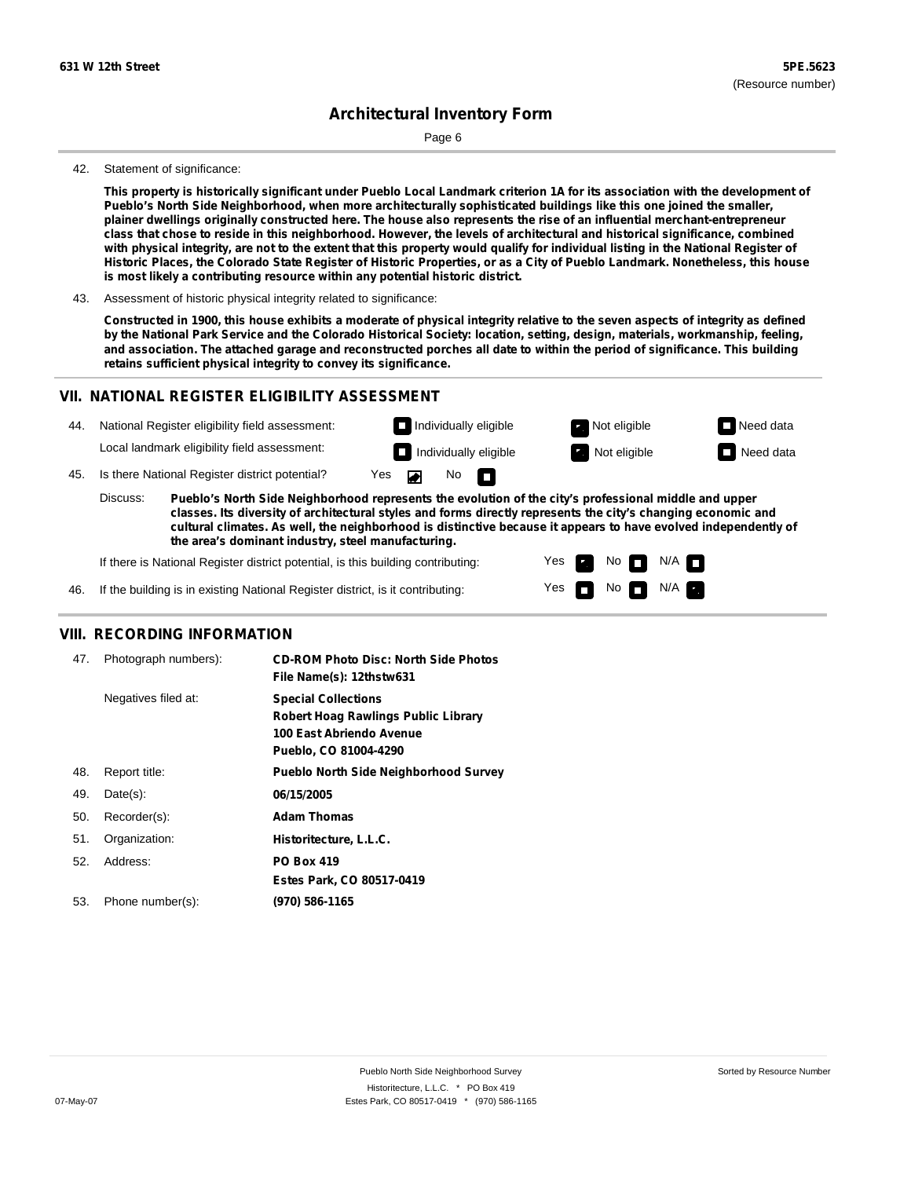# Architectural Inventory Form

42. Statement of significance:

**This property is historically significant under Pueblo Local Landmark criterion 1A for its association with the development of Pueblo's North Side Neighborhood, when more architecturally sophisticated buildings like this one joined the smaller, plainer dwellings originally constructed here. The house also represents the rise of an influential merchant-entrepreneur class that chose to reside in this neighborhood. However, the levels of architectural and historical significance, combined with physical integrity, are not to the extent that this property would qualify for individual listing in the National Register of Historic Places, the Colorado State Register of Historic Properties, or as a City of Pueblo Landmark. Nonetheless, this house is most likely a contributing resource within any potential historic district.**

43. Assessment of historic physical integrity related to significance:

**Constructed in 1900, this house exhibits a moderate of physical integrity relative to the seven aspects of integrity as defined by the National Park Service and the Colorado Historical Society: location, setting, design, materials, workmanship, feeling, and association. The attached garage and reconstructed porches all date to within the period of significance. This building retains sufficient physical integrity to convey its significance.**

## VII. NATIONAL REGISTER ELIGIBILITY ASSESSMENT

44. National Register eligibility field assessment: ☐ Individually eligible ☒ Not eligible ☐ Need data

Local landmark eligibility field assessment: ☐ Individually eligible ☒ Not eligible ☐ Need data

45. Is there National Register district potential? Yes ☒ No ☐

Discuss: **Pueblo's North Side Neighborhood represents the evolution of the city's professional middle and upper classes. Its diversity of architectural styles and forms directly represents the city's changing economic and cultural climates. As well, the neighborhood is distinctive because it appears to have evolved independently of the area's dominant industry, steel manufacturing.**

If there is National Register district potential, is this building contributing: Yes ☒ No ☐ N/A ☐

46. If the building is in existing National Register district, is it contributing: Yes ☐ No ☐ N/A ☒

## VIII. RECORDING INFORMATION

47. Photograph numbers): **CD-ROM Photo Disc: North Side Photos**
**File Name(s): 12thstw631**

Negatives filed at: **Special Collections**
**Robert Hoag Rawlings Public Library**
**100 East Abriendo Avenue**
**Pueblo, CO 81004-4290**

48. Report title: **Pueblo North Side Neighborhood Survey**

49. Date(s): **06/15/2005**

50. Recorder(s): **Adam Thomas**

51. Organization: **Historitecture, L.L.C.**

52. Address: **PO Box 419**
**Estes Park, CO 80517-0419**

53. Phone number(s): **(970) 586-1165**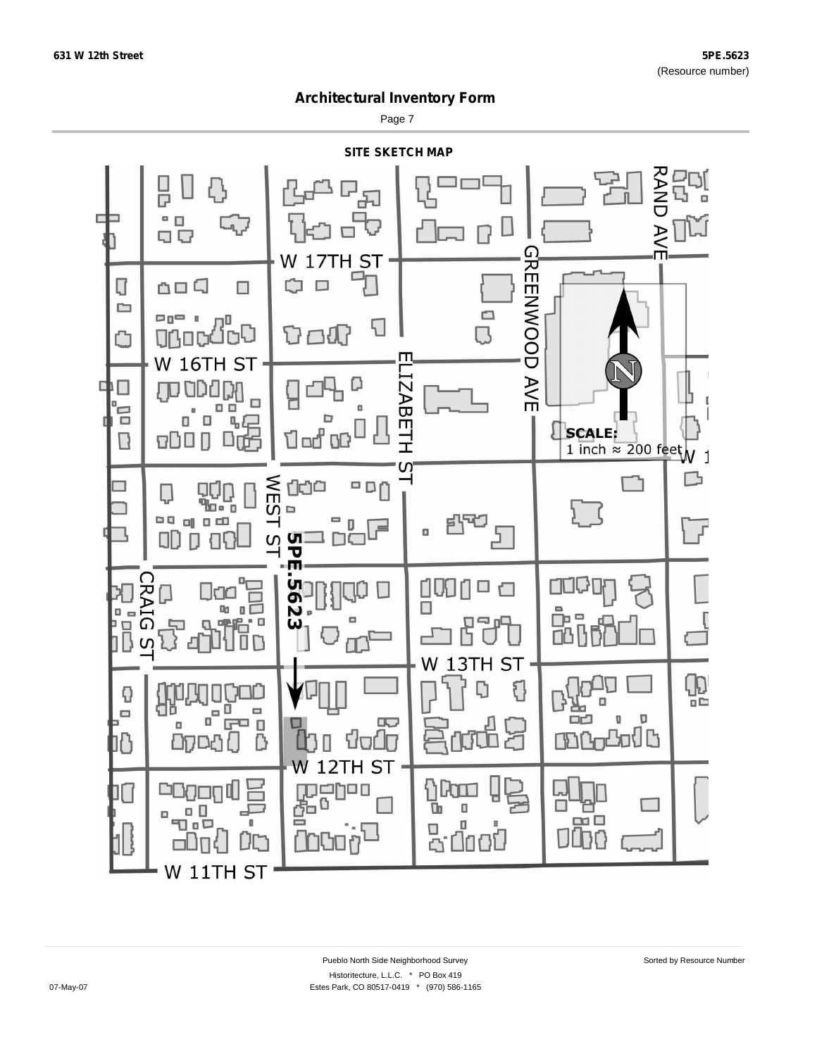# Architectural Inventory Form

## SITE SKETCH MAP

W 17TH ST

W 16TH ST

W 13TH ST

W 12TH ST

W 11TH ST

GREENWOOD AVE

RAND AVE

ELIZABETH ST

WEST ST

CRAIG ST

5PE.5623

**SCALE:**
1 inch ≈ 200 feet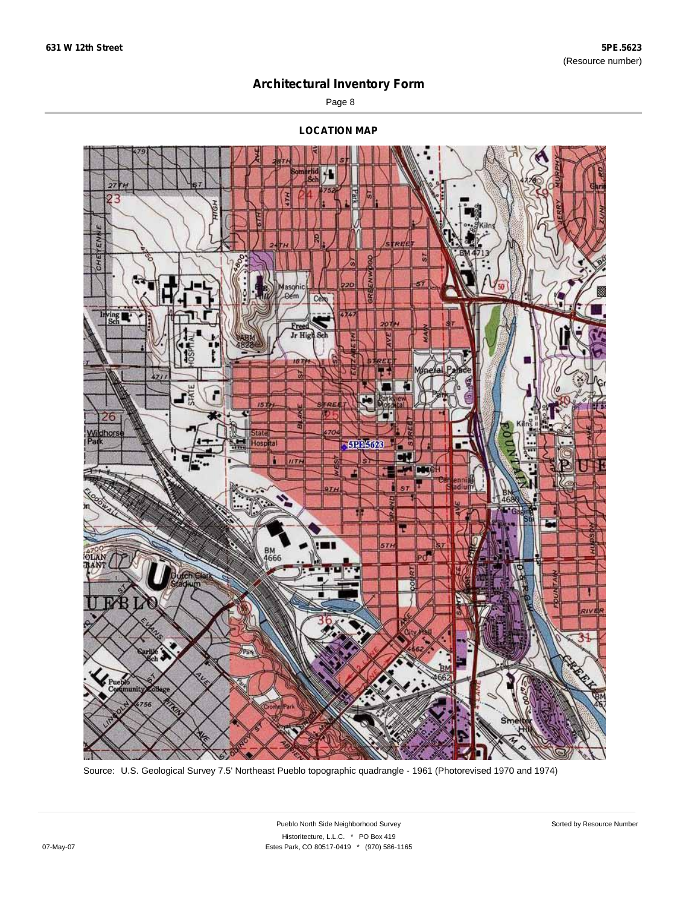## LOCATION MAP

Source: U.S. Geological Survey 7.5' Northeast Pueblo topographic quadrangle - 1961 (Photorevised 1970 and 1974)